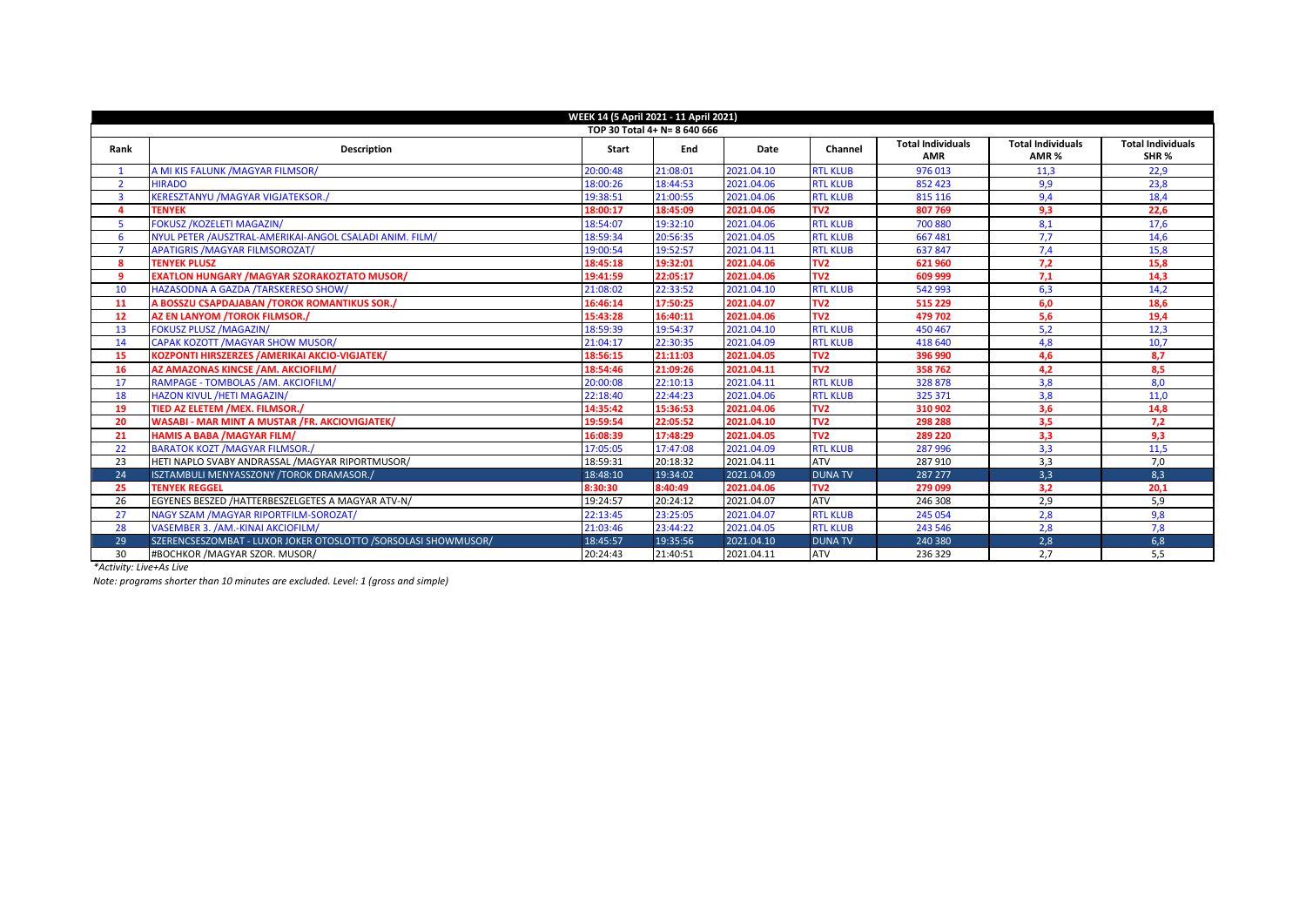| WEEK 14 (5 April 2021 - 11 April 2021) | | | | | | | | |
|---|---|---|---|---|---|---|---|---|
| TOP 30 Total 4+ N= 8 640 666 | | | | | | | | |
| Rank | Description | Start | End | Date | Channel | Total Individuals AMR | Total Individuals AMR % | Total Individuals SHR % |
| 1 | A MI KIS FALUNK /MAGYAR FILMSOR/ | 20:00:48 | 21:08:01 | 2021.04.10 | RTL KLUB | 976 013 | 11,3 | 22,9 |
| 2 | HIRADO | 18:00:26 | 18:44:53 | 2021.04.06 | RTL KLUB | 852 423 | 9,9 | 23,8 |
| 3 | KERESZTANYU /MAGYAR VIGJATEKSOR./ | 19:38:51 | 21:00:55 | 2021.04.06 | RTL KLUB | 815 116 | 9,4 | 18,4 |
| **4** | **TENYEK** | **18:00:17** | **18:45:09** | **2021.04.06** | **TV2** | **807 769** | **9,3** | **22,6** |
| 5 | FOKUSZ /KOZELETI MAGAZIN/ | 18:54:07 | 19:32:10 | 2021.04.06 | RTL KLUB | 700 880 | 8,1 | 17,6 |
| 6 | NYUL PETER /AUSZTRAL-AMERIKAI-ANGOL CSALADI ANIM. FILM/ | 18:59:34 | 20:56:35 | 2021.04.05 | RTL KLUB | 667 481 | 7,7 | 14,6 |
| 7 | APATIGRIS /MAGYAR FILMSOROZAT/ | 19:00:54 | 19:52:57 | 2021.04.11 | RTL KLUB | 637 847 | 7,4 | 15,8 |
| **8** | **TENYEK PLUSZ** | **18:45:18** | **19:32:01** | **2021.04.06** | **TV2** | **621 960** | **7,2** | **15,8** |
| **9** | **EXATLON HUNGARY /MAGYAR SZORAKOZTATO MUSOR/** | **19:41:59** | **22:05:17** | **2021.04.06** | **TV2** | **609 999** | **7,1** | **14,3** |
| 10 | HAZASODNA A GAZDA /TARSKERESO SHOW/ | 21:08:02 | 22:33:52 | 2021.04.10 | RTL KLUB | 542 993 | 6,3 | 14,2 |
| **11** | **A BOSSZU CSAPDAJABAN /TOROK ROMANTIKUS SOR./** | **16:46:14** | **17:50:25** | **2021.04.07** | **TV2** | **515 229** | **6,0** | **18,6** |
| **12** | **AZ EN LANYOM /TOROK FILMSOR./** | **15:43:28** | **16:40:11** | **2021.04.06** | **TV2** | **479 702** | **5,6** | **19,4** |
| 13 | FOKUSZ PLUSZ /MAGAZIN/ | 18:59:39 | 19:54:37 | 2021.04.10 | RTL KLUB | 450 467 | 5,2 | 12,3 |
| 14 | CAPAK KOZOTT /MAGYAR SHOW MUSOR/ | 21:04:17 | 22:30:35 | 2021.04.09 | RTL KLUB | 418 640 | 4,8 | 10,7 |
| **15** | **KOZPONTI HIRSZERZES /AMERIKAI AKCIO-VIGJATEK/** | **18:56:15** | **21:11:03** | **2021.04.05** | **TV2** | **396 990** | **4,6** | **8,7** |
| **16** | **AZ AMAZONAS KINCSE /AM. AKCIOFILM/** | **18:54:46** | **21:09:26** | **2021.04.11** | **TV2** | **358 762** | **4,2** | **8,5** |
| 17 | RAMPAGE - TOMBOLAS /AM. AKCIOFILM/ | 20:00:08 | 22:10:13 | 2021.04.11 | RTL KLUB | 328 878 | 3,8 | 8,0 |
| 18 | HAZON KIVUL /HETI MAGAZIN/ | 22:18:40 | 22:44:23 | 2021.04.06 | RTL KLUB | 325 371 | 3,8 | 11,0 |
| **19** | **TIED AZ ELETEM /MEX. FILMSOR./** | **14:35:42** | **15:36:53** | **2021.04.06** | **TV2** | **310 902** | **3,6** | **14,8** |
| **20** | **WASABI - MAR MINT A MUSTAR /FR. AKCIOVIGJATEK/** | **19:59:54** | **22:05:52** | **2021.04.10** | **TV2** | **298 288** | **3,5** | **7,2** |
| **21** | **HAMIS A BABA /MAGYAR FILM/** | **16:08:39** | **17:48:29** | **2021.04.05** | **TV2** | **289 220** | **3,3** | **9,3** |
| 22 | BARATOK KOZT /MAGYAR FILMSOR./ | 17:05:05 | 17:47:08 | 2021.04.09 | RTL KLUB | 287 996 | 3,3 | 11,5 |
| 23 | HETI NAPLO SVABY ANDRASSAL /MAGYAR RIPORTMUSOR/ | 18:59:31 | 20:18:32 | 2021.04.11 | ATV | 287 910 | 3,3 | 7,0 |
| 24 | ISZTAMBULI MENYASSZONY /TOROK DRAMASOR./ | 18:48:10 | 19:34:02 | 2021.04.09 | DUNA TV | 287 277 | 3,3 | 8,3 |
| **25** | **TENYEK REGGEL** | **8:30:30** | **8:40:49** | **2021.04.06** | **TV2** | **279 099** | **3,2** | **20,1** |
| 26 | EGYENES BESZED /HATTERBESZELGETES A MAGYAR ATV-N/ | 19:24:57 | 20:24:12 | 2021.04.07 | ATV | 246 308 | 2,9 | 5,9 |
| 27 | NAGY SZAM /MAGYAR RIPORTFILM-SOROZAT/ | 22:13:45 | 23:25:05 | 2021.04.07 | RTL KLUB | 245 054 | 2,8 | 9,8 |
| 28 | VASEMBER 3. /AM.-KINAI AKCIOFILM/ | 21:03:46 | 23:44:22 | 2021.04.05 | RTL KLUB | 243 546 | 2,8 | 7,8 |
| 29 | SZERENCSESZOMBAT - LUXOR JOKER OTOSLOTTO /SORSOLASI SHOWMUSOR/ | 18:45:57 | 19:35:56 | 2021.04.10 | DUNA TV | 240 380 | 2,8 | 6,8 |
| 30 | #BOCHKOR /MAGYAR SZOR. MUSOR/ | 20:24:43 | 21:40:51 | 2021.04.11 | ATV | 236 329 | 2,7 | 5,5 |

*\*Activity: Live+As Live*

*Note: programs shorter than 10 minutes are excluded. Level: 1 (gross and simple)*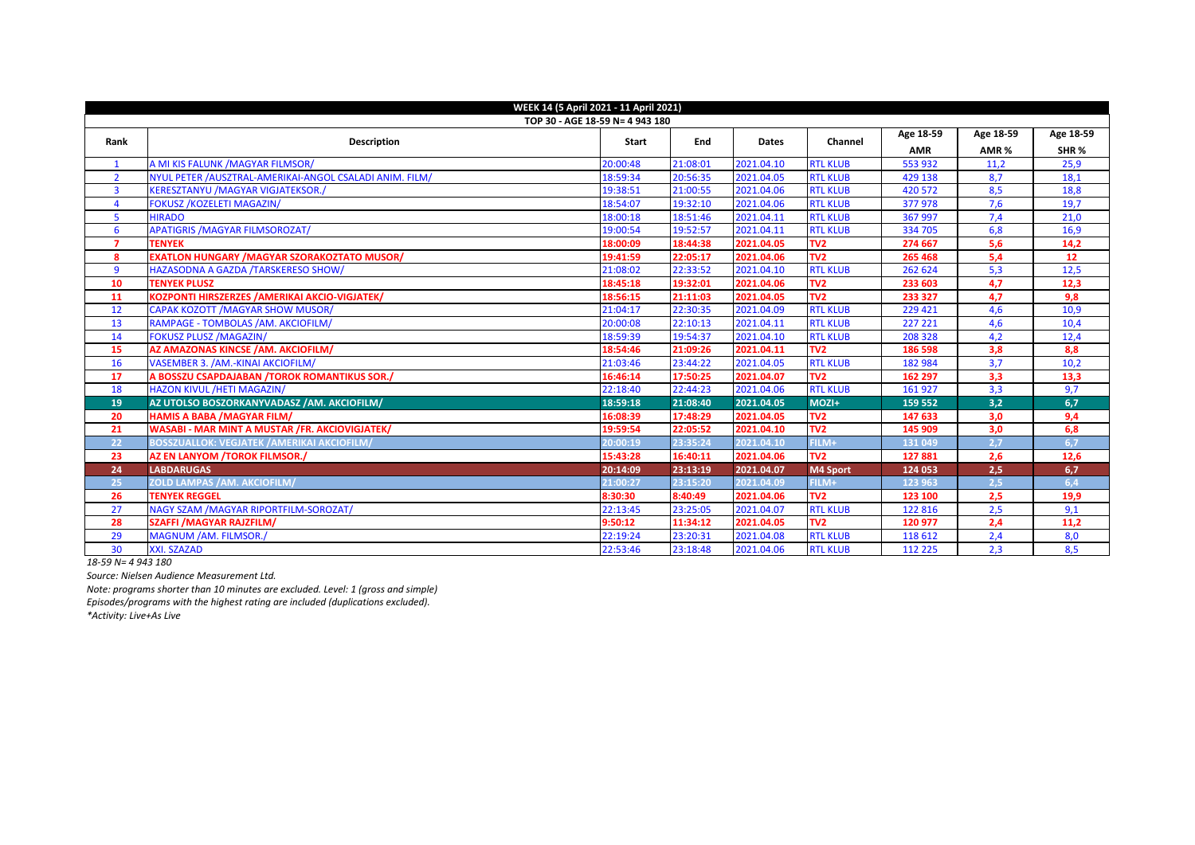| WEEK 14 (5 April 2021 - 11 April 2021) | | | | | | | | |
|---|---|---|---|---|---|---|---|---|
| TOP 30 - AGE 18-59 N= 4 943 180 | | | | | | | | |
| Rank | Description | Start | End | Dates | Channel | Age 18-59 AMR | Age 18-59 AMR % | Age 18-59 SHR % |
| 1 | A MI KIS FALUNK /MAGYAR FILMSOR/ | 20:00:48 | 21:08:01 | 2021.04.10 | RTL KLUB | 553 932 | 11,2 | 25,9 |
| 2 | NYUL PETER /AUSZTRAL-AMERIKAI-ANGOL CSALADI ANIM. FILM/ | 18:59:34 | 20:56:35 | 2021.04.05 | RTL KLUB | 429 138 | 8,7 | 18,1 |
| 3 | KERESZTANYU /MAGYAR VIGJATEKSOR./ | 19:38:51 | 21:00:55 | 2021.04.06 | RTL KLUB | 420 572 | 8,5 | 18,8 |
| 4 | FOKUSZ /KOZELETI MAGAZIN/ | 18:54:07 | 19:32:10 | 2021.04.06 | RTL KLUB | 377 978 | 7,6 | 19,7 |
| 5 | HIRADO | 18:00:18 | 18:51:46 | 2021.04.11 | RTL KLUB | 367 997 | 7,4 | 21,0 |
| 6 | APATIGRIS /MAGYAR FILMSOROZAT/ | 19:00:54 | 19:52:57 | 2021.04.11 | RTL KLUB | 334 705 | 6,8 | 16,9 |
| 7 | **TENYEK** | **18:00:09** | **18:44:38** | **2021.04.05** | **TV2** | **274 667** | **5,6** | **14,2** |
| 8 | **EXATLON HUNGARY /MAGYAR SZORAKOZTATO MUSOR/** | **19:41:59** | **22:05:17** | **2021.04.06** | **TV2** | **265 468** | **5,4** | **12** |
| 9 | HAZASODNA A GAZDA /TARSKERESO SHOW/ | 21:08:02 | 22:33:52 | 2021.04.10 | RTL KLUB | 262 624 | 5,3 | 12,5 |
| 10 | **TENYEK PLUSZ** | **18:45:18** | **19:32:01** | **2021.04.06** | **TV2** | **233 603** | **4,7** | **12,3** |
| 11 | **KOZPONTI HIRSZERZES /AMERIKAI AKCIO-VIGJATEK/** | **18:56:15** | **21:11:03** | **2021.04.05** | **TV2** | **233 327** | **4,7** | **9,8** |
| 12 | CAPAK KOZOTT /MAGYAR SHOW MUSOR/ | 21:04:17 | 22:30:35 | 2021.04.09 | RTL KLUB | 229 421 | 4,6 | 10,9 |
| 13 | RAMPAGE - TOMBOLAS /AM. AKCIOFILM/ | 20:00:08 | 22:10:13 | 2021.04.11 | RTL KLUB | 227 221 | 4,6 | 10,4 |
| 14 | FOKUSZ PLUSZ /MAGAZIN/ | 18:59:39 | 19:54:37 | 2021.04.10 | RTL KLUB | 208 328 | 4,2 | 12,4 |
| 15 | **AZ AMAZONAS KINCSE /AM. AKCIOFILM/** | **18:54:46** | **21:09:26** | **2021.04.11** | **TV2** | **186 598** | **3,8** | **8,8** |
| 16 | VASEMBER 3. /AM.-KINAI AKCIOFILM/ | 21:03:46 | 23:44:22 | 2021.04.05 | RTL KLUB | 182 984 | 3,7 | 10,2 |
| 17 | **A BOSSZU CSAPDAJABAN /TOROK ROMANTIKUS SOR./** | **16:46:14** | **17:50:25** | **2021.04.07** | **TV2** | **162 297** | **3,3** | **13,3** |
| 18 | HAZON KIVUL /HETI MAGAZIN/ | 22:18:40 | 22:44:23 | 2021.04.06 | RTL KLUB | 161 927 | 3,3 | 9,7 |
| 19 | **AZ UTOLSO BOSZORKANYVADASZ /AM. AKCIOFILM/** | **18:59:18** | **21:08:40** | **2021.04.05** | **MOZI+** | **159 552** | **3,2** | **6,7** |
| 20 | **HAMIS A BABA /MAGYAR FILM/** | **16:08:39** | **17:48:29** | **2021.04.05** | **TV2** | **147 633** | **3,0** | **9,4** |
| 21 | **WASABI - MAR MINT A MUSTAR /FR. AKCIOVIGJATEK/** | **19:59:54** | **22:05:52** | **2021.04.10** | **TV2** | **145 909** | **3,0** | **6,8** |
| 22 | **BOSSZUALLOK: VEGJATEK /AMERIKAI AKCIOFILM/** | **20:00:19** | **23:35:24** | **2021.04.10** | **FILM+** | **131 049** | **2,7** | **6,7** |
| 23 | **AZ EN LANYOM /TOROK FILMSOR./** | **15:43:28** | **16:40:11** | **2021.04.06** | **TV2** | **127 881** | **2,6** | **12,6** |
| 24 | **LABDARUGAS** | **20:14:09** | **23:13:19** | **2021.04.07** | **M4 Sport** | **124 053** | **2,5** | **6,7** |
| 25 | **ZOLD LAMPAS /AM. AKCIOFILM/** | **21:00:27** | **23:15:20** | **2021.04.09** | **FILM+** | **123 963** | **2,5** | **6,4** |
| 26 | **TENYEK REGGEL** | **8:30:30** | **8:40:49** | **2021.04.06** | **TV2** | **123 100** | **2,5** | **19,9** |
| 27 | NAGY SZAM /MAGYAR RIPORTFILM-SOROZAT/ | 22:13:45 | 23:25:05 | 2021.04.07 | RTL KLUB | 122 816 | 2,5 | 9,1 |
| 28 | **SZAFFI /MAGYAR RAJZFILM/** | **9:50:12** | **11:34:12** | **2021.04.05** | **TV2** | **120 977** | **2,4** | **11,2** |
| 29 | MAGNUM /AM. FILMSOR./ | 22:19:24 | 23:20:31 | 2021.04.08 | RTL KLUB | 118 612 | 2,4 | 8,0 |
| 30 | XXI. SZAZAD | 22:53:46 | 23:18:48 | 2021.04.06 | RTL KLUB | 112 225 | 2,3 | 8,5 |

*18-59 N= 4 943 180*

*Source: Nielsen Audience Measurement Ltd.*

*Note: programs shorter than 10 minutes are excluded. Level: 1 (gross and simple)*

*Episodes/programs with the highest rating are included (duplications excluded).*

*\*Activity: Live+As Live*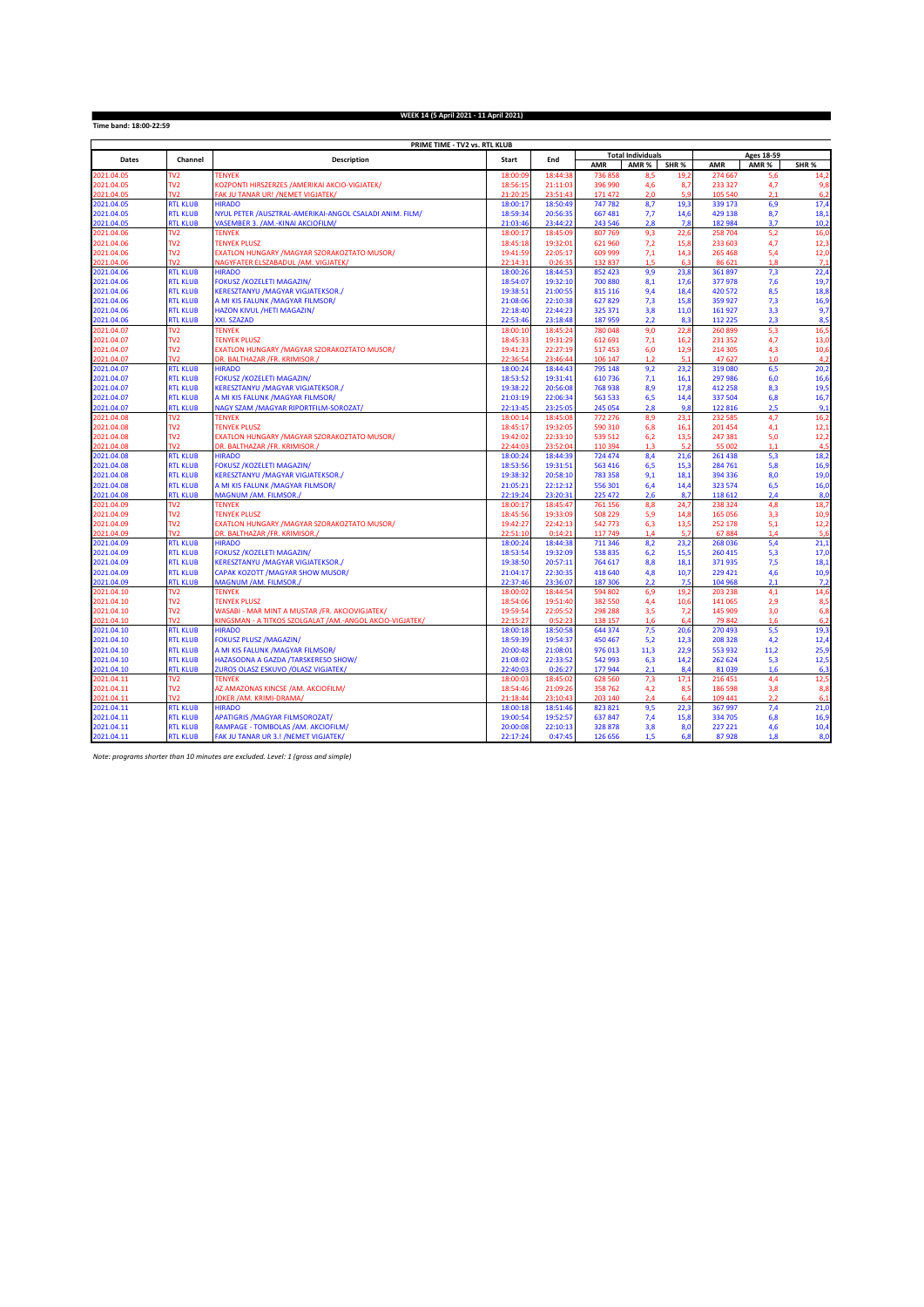**WEEK 14 (5 April 2021 - 11 April 2021)**

**Time band: 18:00-22:59**

| PRIME TIME - TV2 vs. RTL KLUB | | | | | | | | | | |
|---|---|---|---|---|---|---|---|---|---|---|
| Dates | Channel | Description | Start | End | Total Individuals | | | Ages 18-59 | | |
| | | | | | AMR | AMR % | SHR % | AMR | AMR % | SHR % |
| 2021.04.05 | TV2 | TENYEK | 18:00:09 | 18:44:38 | 736 858 | 8,5 | 19,2 | 274 667 | 5,6 | 14,2 |
| 2021.04.05 | TV2 | KOZPONTI HIRSZERZES /AMERIKAI AKCIO-VIGJATEK/ | 18:56:15 | 21:11:03 | 396 990 | 4,6 | 8,7 | 233 327 | 4,7 | 9,8 |
| 2021.04.05 | TV2 | FAK JU TANAR UR! /NEMET VIGJATEK/ | 21:20:25 | 23:51:43 | 171 472 | 2,0 | 5,9 | 105 540 | 2,1 | 6,2 |
| 2021.04.05 | RTL KLUB | HIRADO | 18:00:17 | 18:50:49 | 747 782 | 8,7 | 19,3 | 339 173 | 6,9 | 17,4 |
| 2021.04.05 | RTL KLUB | NYUL PETER /AUSZTRAL-AMERIKAI-ANGOL CSALADI ANIM. FILM/ | 18:59:34 | 20:56:35 | 667 481 | 7,7 | 14,6 | 429 138 | 8,7 | 18,1 |
| 2021.04.05 | RTL KLUB | VASEMBER 3. /AM.-KINAI AKCIOFILM/ | 21:03:46 | 23:44:22 | 243 546 | 2,8 | 7,8 | 182 984 | 3,7 | 10,2 |
| 2021.04.06 | TV2 | TENYEK | 18:00:17 | 18:45:09 | 807 769 | 9,3 | 22,6 | 258 704 | 5,2 | 16,0 |
| 2021.04.06 | TV2 | TENYEK PLUSZ | 18:45:18 | 19:32:01 | 621 960 | 7,2 | 15,8 | 233 603 | 4,7 | 12,3 |
| 2021.04.06 | TV2 | EXATLON HUNGARY /MAGYAR SZORAKOZTATO MUSOR/ | 19:41:59 | 22:05:17 | 609 999 | 7,1 | 14,3 | 265 468 | 5,4 | 12,0 |
| 2021.04.06 | TV2 | NAGYFATER ELSZABADUL /AM. VIGJATEK/ | 22:14:31 | 0:26:35 | 132 837 | 1,5 | 6,3 | 86 621 | 1,8 | 7,1 |
| 2021.04.06 | RTL KLUB | HIRADO | 18:00:26 | 18:44:53 | 852 423 | 9,9 | 23,8 | 361 897 | 7,3 | 22,4 |
| 2021.04.06 | RTL KLUB | FOKUSZ /KOZELETI MAGAZIN/ | 18:54:07 | 19:32:10 | 700 880 | 8,1 | 17,6 | 377 978 | 7,6 | 19,7 |
| 2021.04.06 | RTL KLUB | KERESZTANYU /MAGYAR VIGJATEKSOR./ | 19:38:51 | 21:00:55 | 815 116 | 9,4 | 18,4 | 420 572 | 8,5 | 18,8 |
| 2021.04.06 | RTL KLUB | A MI KIS FALUNK /MAGYAR FILMSOR/ | 21:08:06 | 22:10:38 | 627 829 | 7,3 | 15,8 | 359 927 | 7,3 | 16,9 |
| 2021.04.06 | RTL KLUB | HAZON KIVUL /HETI MAGAZIN/ | 22:18:40 | 22:44:23 | 325 371 | 3,8 | 11,0 | 161 927 | 3,3 | 9,7 |
| 2021.04.06 | RTL KLUB | XXI. SZAZAD | 22:53:46 | 23:18:48 | 187 959 | 2,2 | 8,3 | 112 225 | 2,3 | 8,5 |
| 2021.04.07 | TV2 | TENYEK | 18:00:10 | 18:45:24 | 780 048 | 9,0 | 22,8 | 260 899 | 5,3 | 16,5 |
| 2021.04.07 | TV2 | TENYEK PLUSZ | 18:45:33 | 19:31:29 | 612 691 | 7,1 | 16,2 | 231 352 | 4,7 | 13,0 |
| 2021.04.07 | TV2 | EXATLON HUNGARY /MAGYAR SZORAKOZTATO MUSOR/ | 19:41:23 | 22:27:19 | 517 453 | 6,0 | 12,9 | 214 305 | 4,3 | 10,6 |
| 2021.04.07 | TV2 | DR. BALTHAZAR /FR. KRIMISOR./ | 22:36:54 | 23:46:44 | 106 147 | 1,2 | 5,1 | 47 627 | 1,0 | 4,2 |
| 2021.04.07 | RTL KLUB | HIRADO | 18:00:24 | 18:44:43 | 795 148 | 9,2 | 23,2 | 319 080 | 6,5 | 20,2 |
| 2021.04.07 | RTL KLUB | FOKUSZ /KOZELETI MAGAZIN/ | 18:53:52 | 19:31:41 | 610 736 | 7,1 | 16,1 | 297 986 | 6,0 | 16,6 |
| 2021.04.07 | RTL KLUB | KERESZTANYU /MAGYAR VIGJATEKSOR./ | 19:38:22 | 20:56:08 | 768 938 | 8,9 | 17,8 | 412 258 | 8,3 | 19,5 |
| 2021.04.07 | RTL KLUB | A MI KIS FALUNK /MAGYAR FILMSOR/ | 21:03:19 | 22:06:34 | 563 533 | 6,5 | 14,4 | 337 504 | 6,8 | 16,7 |
| 2021.04.07 | RTL KLUB | NAGY SZAM /MAGYAR RIPORTFILM-SOROZAT/ | 22:13:45 | 23:25:05 | 245 054 | 2,8 | 9,8 | 122 816 | 2,5 | 9,1 |
| 2021.04.08 | TV2 | TENYEK | 18:00:14 | 18:45:08 | 772 276 | 8,9 | 23,1 | 232 585 | 4,7 | 16,2 |
| 2021.04.08 | TV2 | TENYEK PLUSZ | 18:45:17 | 19:32:05 | 590 310 | 6,8 | 16,1 | 201 454 | 4,1 | 12,1 |
| 2021.04.08 | TV2 | EXATLON HUNGARY /MAGYAR SZORAKOZTATO MUSOR/ | 19:42:02 | 22:33:10 | 539 512 | 6,2 | 13,5 | 247 381 | 5,0 | 12,2 |
| 2021.04.08 | TV2 | DR. BALTHAZAR /FR. KRIMISOR./ | 22:44:03 | 23:52:04 | 110 394 | 1,3 | 5,2 | 55 002 | 1,1 | 4,5 |
| 2021.04.08 | RTL KLUB | HIRADO | 18:00:24 | 18:44:39 | 724 474 | 8,4 | 21,6 | 261 438 | 5,3 | 18,2 |
| 2021.04.08 | RTL KLUB | FOKUSZ /KOZELETI MAGAZIN/ | 18:53:56 | 19:31:51 | 563 416 | 6,5 | 15,3 | 284 761 | 5,8 | 16,9 |
| 2021.04.08 | RTL KLUB | KERESZTANYU /MAGYAR VIGJATEKSOR./ | 19:38:32 | 20:58:10 | 783 358 | 9,1 | 18,1 | 394 336 | 8,0 | 19,0 |
| 2021.04.08 | RTL KLUB | A MI KIS FALUNK /MAGYAR FILMSOR/ | 21:05:21 | 22:12:12 | 556 301 | 6,4 | 14,4 | 323 574 | 6,5 | 16,0 |
| 2021.04.08 | RTL KLUB | MAGNUM /AM. FILMSOR./ | 22:19:24 | 23:20:31 | 225 472 | 2,6 | 8,7 | 118 612 | 2,4 | 8,0 |
| 2021.04.09 | TV2 | TENYEK | 18:00:17 | 18:45:47 | 761 156 | 8,8 | 24,7 | 238 324 | 4,8 | 18,7 |
| 2021.04.09 | TV2 | TENYEK PLUSZ | 18:45:56 | 19:33:09 | 508 229 | 5,9 | 14,8 | 165 056 | 3,3 | 10,9 |
| 2021.04.09 | TV2 | EXATLON HUNGARY /MAGYAR SZORAKOZTATO MUSOR/ | 19:42:27 | 22:42:13 | 542 773 | 6,3 | 13,5 | 252 178 | 5,1 | 12,2 |
| 2021.04.09 | TV2 | DR. BALTHAZAR /FR. KRIMISOR./ | 22:51:10 | 0:14:21 | 117 749 | 1,4 | 5,7 | 67 884 | 1,4 | 5,6 |
| 2021.04.09 | RTL KLUB | HIRADO | 18:00:24 | 18:44:38 | 711 346 | 8,2 | 23,2 | 268 036 | 5,4 | 21,1 |
| 2021.04.09 | RTL KLUB | FOKUSZ /KOZELETI MAGAZIN/ | 18:53:54 | 19:32:09 | 538 835 | 6,2 | 15,5 | 260 415 | 5,3 | 17,0 |
| 2021.04.09 | RTL KLUB | KERESZTANYU /MAGYAR VIGJATEKSOR./ | 19:38:50 | 20:57:11 | 764 617 | 8,8 | 18,1 | 371 935 | 7,5 | 18,1 |
| 2021.04.09 | RTL KLUB | CAPAK KOZOTT /MAGYAR SHOW MUSOR/ | 21:04:17 | 22:30:35 | 418 640 | 4,8 | 10,7 | 229 421 | 4,6 | 10,9 |
| 2021.04.09 | RTL KLUB | MAGNUM /AM. FILMSOR./ | 22:37:46 | 23:36:07 | 187 306 | 2,2 | 7,5 | 104 968 | 2,1 | 7,2 |
| 2021.04.10 | TV2 | TENYEK | 18:00:02 | 18:44:54 | 594 802 | 6,9 | 19,2 | 203 238 | 4,1 | 14,6 |
| 2021.04.10 | TV2 | TENYEK PLUSZ | 18:54:06 | 19:51:40 | 382 550 | 4,4 | 10,6 | 141 065 | 2,9 | 8,5 |
| 2021.04.10 | TV2 | WASABI - MAR MINT A MUSTAR /FR. AKCIOVIGJATEK/ | 19:59:54 | 22:05:52 | 298 288 | 3,5 | 7,2 | 145 909 | 3,0 | 6,8 |
| 2021.04.10 | TV2 | KINGSMAN - A TITKOS SZOLGALAT /AM.-ANGOL AKCIO-VIGJATEK/ | 22:15:27 | 0:52:23 | 138 157 | 1,6 | 6,4 | 79 842 | 1,6 | 6,2 |
| 2021.04.10 | RTL KLUB | HIRADO | 18:00:18 | 18:50:58 | 644 374 | 7,5 | 20,6 | 270 493 | 5,5 | 19,3 |
| 2021.04.10 | RTL KLUB | FOKUSZ PLUSZ /MAGAZIN/ | 18:59:39 | 19:54:37 | 450 467 | 5,2 | 12,3 | 208 328 | 4,2 | 12,4 |
| 2021.04.10 | RTL KLUB | A MI KIS FALUNK /MAGYAR FILMSOR/ | 20:00:48 | 21:08:01 | 976 013 | 11,3 | 22,9 | 553 932 | 11,2 | 25,9 |
| 2021.04.10 | RTL KLUB | HAZASODNA A GAZDA /TARSKERESO SHOW/ | 21:08:02 | 22:33:52 | 542 993 | 6,3 | 14,2 | 262 624 | 5,3 | 12,5 |
| 2021.04.10 | RTL KLUB | ZUROS OLASZ ESKUVO /OLASZ VIGJATEK/ | 22:40:03 | 0:26:27 | 177 944 | 2,1 | 8,4 | 81 039 | 1,6 | 6,3 |
| 2021.04.11 | TV2 | TENYEK | 18:00:03 | 18:45:02 | 628 560 | 7,3 | 17,1 | 216 451 | 4,4 | 12,5 |
| 2021.04.11 | TV2 | AZ AMAZONAS KINCSE /AM. AKCIOFILM/ | 18:54:46 | 21:09:26 | 358 762 | 4,2 | 8,5 | 186 598 | 3,8 | 8,8 |
| 2021.04.11 | TV2 | JOKER /AM. KRIMI-DRAMA/ | 21:18:44 | 23:10:43 | 203 140 | 2,4 | 6,4 | 109 441 | 2,2 | 6,1 |
| 2021.04.11 | RTL KLUB | HIRADO | 18:00:18 | 18:51:46 | 823 821 | 9,5 | 22,3 | 367 997 | 7,4 | 21,0 |
| 2021.04.11 | RTL KLUB | APATIGRIS /MAGYAR FILMSOROZAT/ | 19:00:54 | 19:52:57 | 637 847 | 7,4 | 15,8 | 334 705 | 6,8 | 16,9 |
| 2021.04.11 | RTL KLUB | RAMPAGE - TOMBOLAS /AM. AKCIOFILM/ | 20:00:08 | 22:10:13 | 328 878 | 3,8 | 8,0 | 227 221 | 4,6 | 10,4 |
| 2021.04.11 | RTL KLUB | FAK JU TANAR UR 3.! /NEMET VIGJATEK/ | 22:17:24 | 0:47:45 | 126 656 | 1,5 | 6,8 | 87 928 | 1,8 | 8,0 |

*Note: programs shorter than 10 minutes are excluded. Level: 1 (gross and simple)*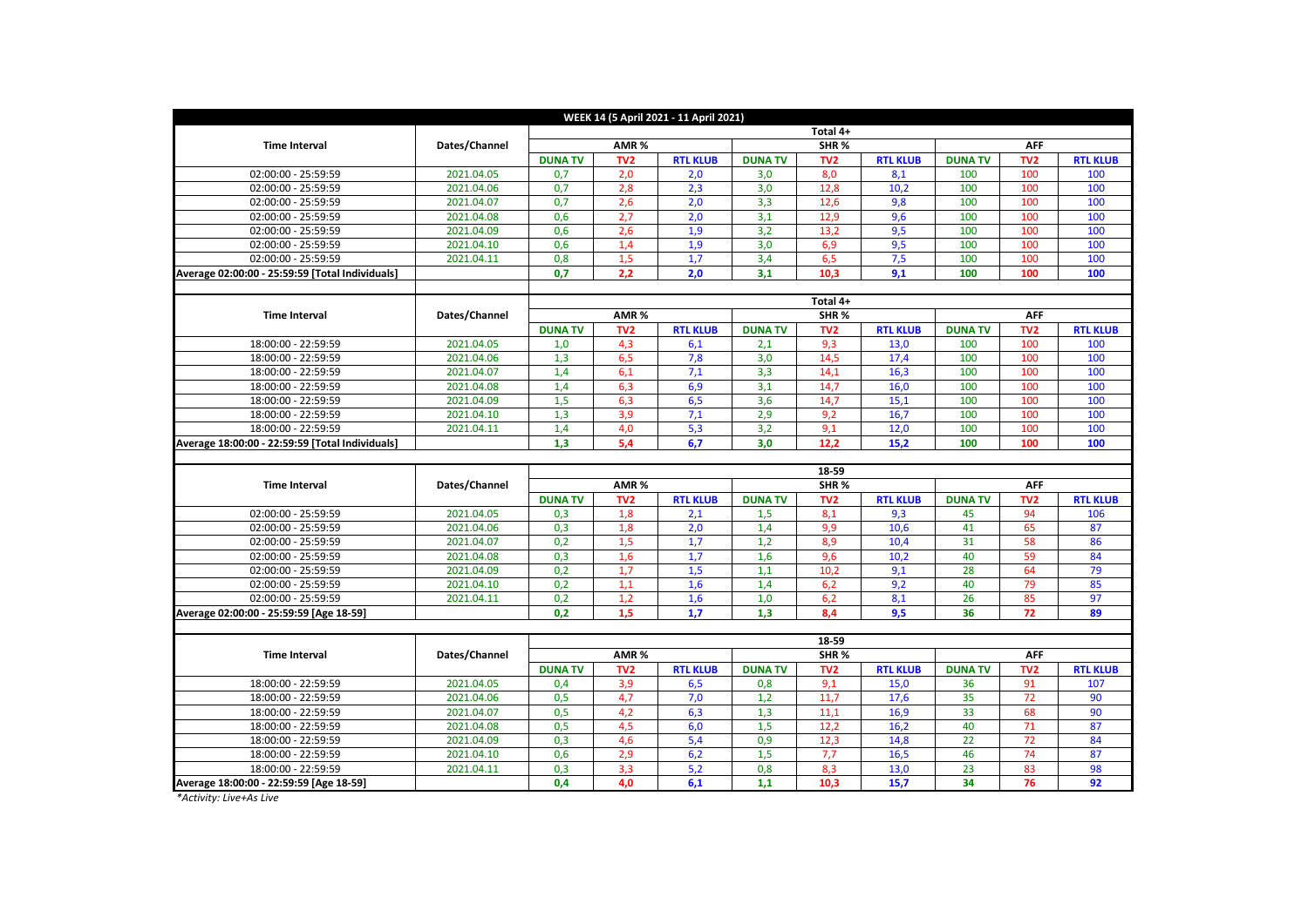| WEEK 14 (5 April 2021 - 11 April 2021) | | | | | | | | | | |
|---|---|---|---|---|---|---|---|---|---|---|
| Time Interval | Dates/Channel | Total 4+ | | | | | | | | |
| | | AMR % | | | SHR % | | | AFF | | |
| | | DUNA TV | TV2 | RTL KLUB | DUNA TV | TV2 | RTL KLUB | DUNA TV | TV2 | RTL KLUB |
| 02:00:00 - 25:59:59 | 2021.04.05 | 0,7 | 2,0 | 2,0 | 3,0 | 8,0 | 8,1 | 100 | 100 | 100 |
| 02:00:00 - 25:59:59 | 2021.04.06 | 0,7 | 2,8 | 2,3 | 3,0 | 12,8 | 10,2 | 100 | 100 | 100 |
| 02:00:00 - 25:59:59 | 2021.04.07 | 0,7 | 2,6 | 2,0 | 3,3 | 12,6 | 9,8 | 100 | 100 | 100 |
| 02:00:00 - 25:59:59 | 2021.04.08 | 0,6 | 2,7 | 2,0 | 3,1 | 12,9 | 9,6 | 100 | 100 | 100 |
| 02:00:00 - 25:59:59 | 2021.04.09 | 0,6 | 2,6 | 1,9 | 3,2 | 13,2 | 9,5 | 100 | 100 | 100 |
| 02:00:00 - 25:59:59 | 2021.04.10 | 0,6 | 1,4 | 1,9 | 3,0 | 6,9 | 9,5 | 100 | 100 | 100 |
| 02:00:00 - 25:59:59 | 2021.04.11 | 0,8 | 1,5 | 1,7 | 3,4 | 6,5 | 7,5 | 100 | 100 | 100 |
| **Average 02:00:00 - 25:59:59 [Total Individuals]** | | **0,7** | **2,2** | **2,0** | **3,1** | **10,3** | **9,1** | **100** | **100** | **100** |

| Time Interval | Dates/Channel | Total 4+ | | | | | | | | |
|---|---|---|---|---|---|---|---|---|---|---|
| | | AMR % | | | SHR % | | | AFF | | |
| | | DUNA TV | TV2 | RTL KLUB | DUNA TV | TV2 | RTL KLUB | DUNA TV | TV2 | RTL KLUB |
| 18:00:00 - 22:59:59 | 2021.04.05 | 1,0 | 4,3 | 6,1 | 2,1 | 9,3 | 13,0 | 100 | 100 | 100 |
| 18:00:00 - 22:59:59 | 2021.04.06 | 1,3 | 6,5 | 7,8 | 3,0 | 14,5 | 17,4 | 100 | 100 | 100 |
| 18:00:00 - 22:59:59 | 2021.04.07 | 1,4 | 6,1 | 7,1 | 3,3 | 14,1 | 16,3 | 100 | 100 | 100 |
| 18:00:00 - 22:59:59 | 2021.04.08 | 1,4 | 6,3 | 6,9 | 3,1 | 14,7 | 16,0 | 100 | 100 | 100 |
| 18:00:00 - 22:59:59 | 2021.04.09 | 1,5 | 6,3 | 6,5 | 3,6 | 14,7 | 15,1 | 100 | 100 | 100 |
| 18:00:00 - 22:59:59 | 2021.04.10 | 1,3 | 3,9 | 7,1 | 2,9 | 9,2 | 16,7 | 100 | 100 | 100 |
| 18:00:00 - 22:59:59 | 2021.04.11 | 1,4 | 4,0 | 5,3 | 3,2 | 9,1 | 12,0 | 100 | 100 | 100 |
| **Average 18:00:00 - 22:59:59 [Total Individuals]** | | **1,3** | **5,4** | **6,7** | **3,0** | **12,2** | **15,2** | **100** | **100** | **100** |

| Time Interval | Dates/Channel | 18-59 | | | | | | | | |
|---|---|---|---|---|---|---|---|---|---|---|
| | | AMR % | | | SHR % | | | AFF | | |
| | | DUNA TV | TV2 | RTL KLUB | DUNA TV | TV2 | RTL KLUB | DUNA TV | TV2 | RTL KLUB |
| 02:00:00 - 25:59:59 | 2021.04.05 | 0,3 | 1,8 | 2,1 | 1,5 | 8,1 | 9,3 | 45 | 94 | 106 |
| 02:00:00 - 25:59:59 | 2021.04.06 | 0,3 | 1,8 | 2,0 | 1,4 | 9,9 | 10,6 | 41 | 65 | 87 |
| 02:00:00 - 25:59:59 | 2021.04.07 | 0,2 | 1,5 | 1,7 | 1,2 | 8,9 | 10,4 | 31 | 58 | 86 |
| 02:00:00 - 25:59:59 | 2021.04.08 | 0,3 | 1,6 | 1,7 | 1,6 | 9,6 | 10,2 | 40 | 59 | 84 |
| 02:00:00 - 25:59:59 | 2021.04.09 | 0,2 | 1,7 | 1,5 | 1,1 | 10,2 | 9,1 | 28 | 64 | 79 |
| 02:00:00 - 25:59:59 | 2021.04.10 | 0,2 | 1,1 | 1,6 | 1,4 | 6,2 | 9,2 | 40 | 79 | 85 |
| 02:00:00 - 25:59:59 | 2021.04.11 | 0,2 | 1,2 | 1,6 | 1,0 | 6,2 | 8,1 | 26 | 85 | 97 |
| **Average 02:00:00 - 25:59:59 [Age 18-59]** | | **0,2** | **1,5** | **1,7** | **1,3** | **8,4** | **9,5** | **36** | **72** | **89** |

| Time Interval | Dates/Channel | 18-59 | | | | | | | | |
|---|---|---|---|---|---|---|---|---|---|---|
| | | AMR % | | | SHR % | | | AFF | | |
| | | DUNA TV | TV2 | RTL KLUB | DUNA TV | TV2 | RTL KLUB | DUNA TV | TV2 | RTL KLUB |
| 18:00:00 - 22:59:59 | 2021.04.05 | 0,4 | 3,9 | 6,5 | 0,8 | 9,1 | 15,0 | 36 | 91 | 107 |
| 18:00:00 - 22:59:59 | 2021.04.06 | 0,5 | 4,7 | 7,0 | 1,2 | 11,7 | 17,6 | 35 | 72 | 90 |
| 18:00:00 - 22:59:59 | 2021.04.07 | 0,5 | 4,2 | 6,3 | 1,3 | 11,1 | 16,9 | 33 | 68 | 90 |
| 18:00:00 - 22:59:59 | 2021.04.08 | 0,5 | 4,5 | 6,0 | 1,5 | 12,2 | 16,2 | 40 | 71 | 87 |
| 18:00:00 - 22:59:59 | 2021.04.09 | 0,3 | 4,6 | 5,4 | 0,9 | 12,3 | 14,8 | 22 | 72 | 84 |
| 18:00:00 - 22:59:59 | 2021.04.10 | 0,6 | 2,9 | 6,2 | 1,5 | 7,7 | 16,5 | 46 | 74 | 87 |
| 18:00:00 - 22:59:59 | 2021.04.11 | 0,3 | 3,3 | 5,2 | 0,8 | 8,3 | 13,0 | 23 | 83 | 98 |
| **Average 18:00:00 - 22:59:59 [Age 18-59]** | | **0,4** | **4,0** | **6,1** | **1,1** | **10,3** | **15,7** | **34** | **76** | **92** |

*\*Activity: Live+As Live*